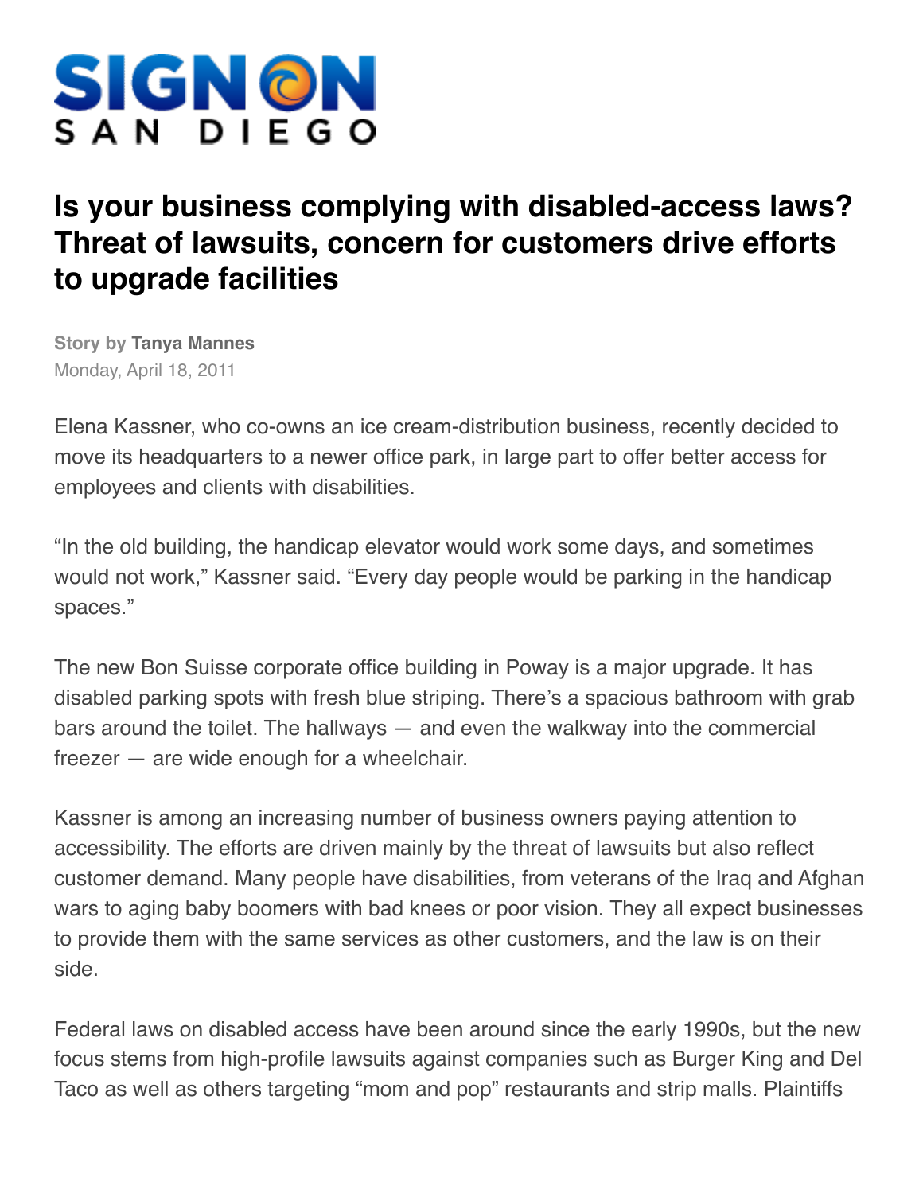SIGN ON SAN DIEGO

# Is your business complying with disabled-access laws? Threat of lawsuits, concern for customers drive efforts to upgrade facilities

**Story by Tanya Mannes**
Monday, April 18, 2011

Elena Kassner, who co-owns an ice cream-distribution business, recently decided to move its headquarters to a newer office park, in large part to offer better access for employees and clients with disabilities.

"In the old building, the handicap elevator would work some days, and sometimes would not work," Kassner said. "Every day people would be parking in the handicap spaces."

The new Bon Suisse corporate office building in Poway is a major upgrade. It has disabled parking spots with fresh blue striping. There's a spacious bathroom with grab bars around the toilet. The hallways — and even the walkway into the commercial freezer — are wide enough for a wheelchair.

Kassner is among an increasing number of business owners paying attention to accessibility. The efforts are driven mainly by the threat of lawsuits but also reflect customer demand. Many people have disabilities, from veterans of the Iraq and Afghan wars to aging baby boomers with bad knees or poor vision. They all expect businesses to provide them with the same services as other customers, and the law is on their side.

Federal laws on disabled access have been around since the early 1990s, but the new focus stems from high-profile lawsuits against companies such as Burger King and Del Taco as well as others targeting "mom and pop" restaurants and strip malls. Plaintiffs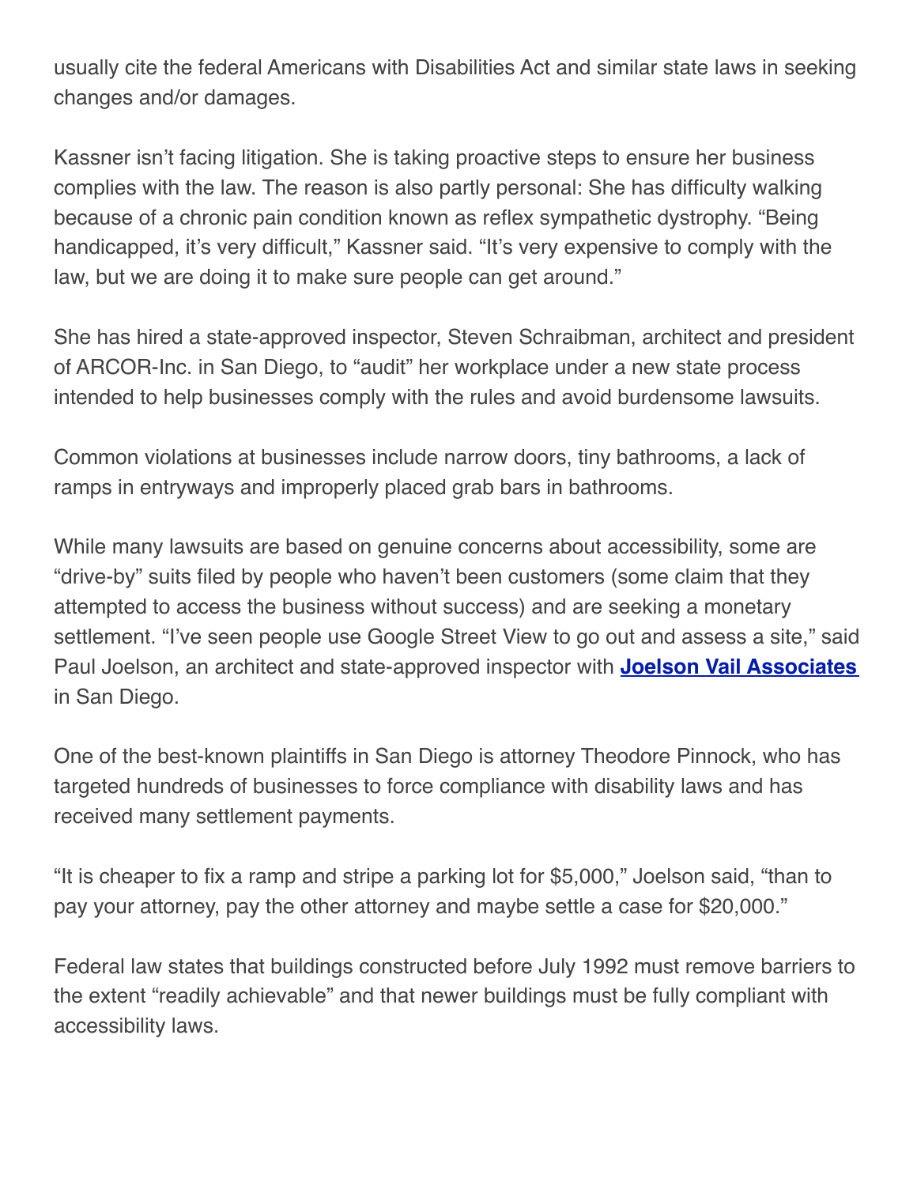usually cite the federal Americans with Disabilities Act and similar state laws in seeking changes and/or damages.

Kassner isn't facing litigation. She is taking proactive steps to ensure her business complies with the law. The reason is also partly personal: She has difficulty walking because of a chronic pain condition known as reflex sympathetic dystrophy. "Being handicapped, it's very difficult," Kassner said. "It's very expensive to comply with the law, but we are doing it to make sure people can get around."

She has hired a state-approved inspector, Steven Schraibman, architect and president of ARCOR-Inc. in San Diego, to "audit" her workplace under a new state process intended to help businesses comply with the rules and avoid burdensome lawsuits.

Common violations at businesses include narrow doors, tiny bathrooms, a lack of ramps in entryways and improperly placed grab bars in bathrooms.

While many lawsuits are based on genuine concerns about accessibility, some are "drive-by" suits filed by people who haven't been customers (some claim that they attempted to access the business without success) and are seeking a monetary settlement. "I've seen people use Google Street View to go out and assess a site," said Paul Joelson, an architect and state-approved inspector with **Joelson Vail Associates** in San Diego.

One of the best-known plaintiffs in San Diego is attorney Theodore Pinnock, who has targeted hundreds of businesses to force compliance with disability laws and has received many settlement payments.

"It is cheaper to fix a ramp and stripe a parking lot for $5,000," Joelson said, "than to pay your attorney, pay the other attorney and maybe settle a case for $20,000."

Federal law states that buildings constructed before July 1992 must remove barriers to the extent "readily achievable" and that newer buildings must be fully compliant with accessibility laws.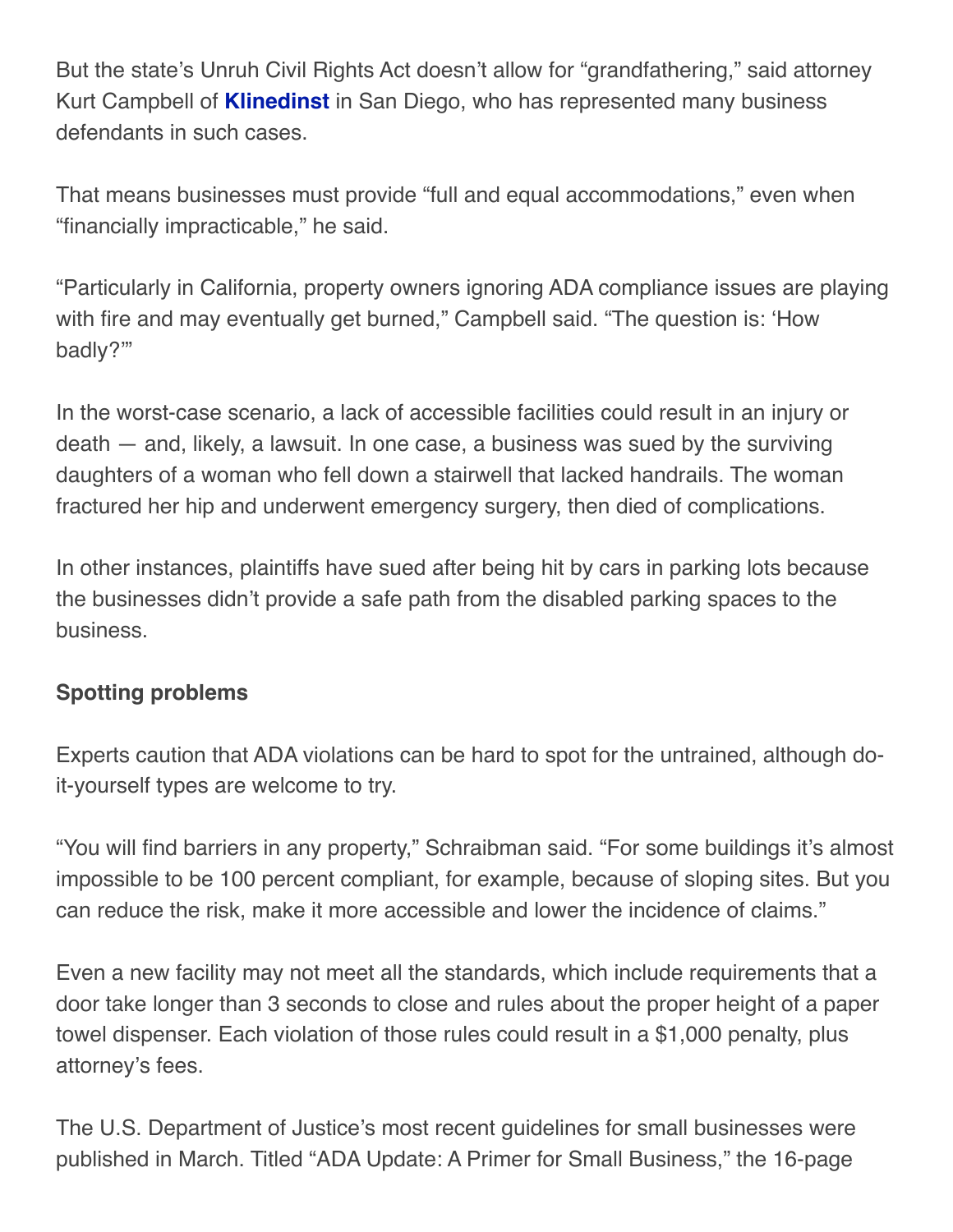But the state's Unruh Civil Rights Act doesn't allow for "grandfathering," said attorney Kurt Campbell of **Klinedinst** in San Diego, who has represented many business defendants in such cases.

That means businesses must provide "full and equal accommodations," even when "financially impracticable," he said.

"Particularly in California, property owners ignoring ADA compliance issues are playing with fire and may eventually get burned," Campbell said. "The question is: 'How badly?'"

In the worst-case scenario, a lack of accessible facilities could result in an injury or death — and, likely, a lawsuit. In one case, a business was sued by the surviving daughters of a woman who fell down a stairwell that lacked handrails. The woman fractured her hip and underwent emergency surgery, then died of complications.

In other instances, plaintiffs have sued after being hit by cars in parking lots because the businesses didn't provide a safe path from the disabled parking spaces to the business.

**Spotting problems**

Experts caution that ADA violations can be hard to spot for the untrained, although do-it-yourself types are welcome to try.

"You will find barriers in any property," Schraibman said. "For some buildings it's almost impossible to be 100 percent compliant, for example, because of sloping sites. But you can reduce the risk, make it more accessible and lower the incidence of claims."

Even a new facility may not meet all the standards, which include requirements that a door take longer than 3 seconds to close and rules about the proper height of a paper towel dispenser. Each violation of those rules could result in a $1,000 penalty, plus attorney's fees.

The U.S. Department of Justice's most recent guidelines for small businesses were published in March. Titled "ADA Update: A Primer for Small Business," the 16-page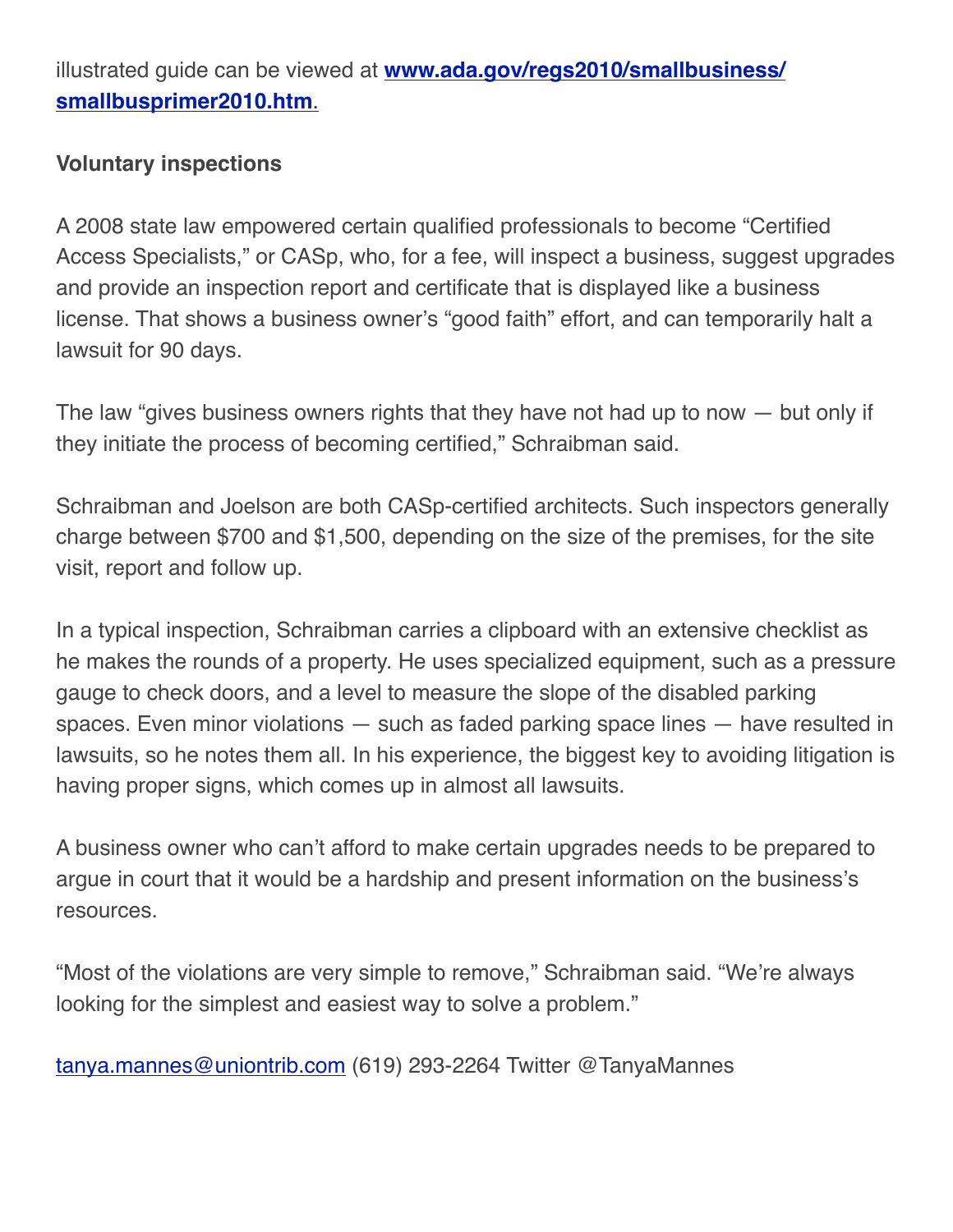illustrated guide can be viewed at **[www.ada.gov/regs2010/smallbusiness/smallbusprimer2010.htm](http://www.ada.gov/regs2010/smallbusiness/smallbusprimer2010.htm)**.

**Voluntary inspections**

A 2008 state law empowered certain qualified professionals to become "Certified Access Specialists," or CASp, who, for a fee, will inspect a business, suggest upgrades and provide an inspection report and certificate that is displayed like a business license. That shows a business owner's "good faith" effort, and can temporarily halt a lawsuit for 90 days.

The law "gives business owners rights that they have not had up to now — but only if they initiate the process of becoming certified," Schraibman said.

Schraibman and Joelson are both CASp-certified architects. Such inspectors generally charge between $700 and $1,500, depending on the size of the premises, for the site visit, report and follow up.

In a typical inspection, Schraibman carries a clipboard with an extensive checklist as he makes the rounds of a property. He uses specialized equipment, such as a pressure gauge to check doors, and a level to measure the slope of the disabled parking spaces. Even minor violations — such as faded parking space lines — have resulted in lawsuits, so he notes them all. In his experience, the biggest key to avoiding litigation is having proper signs, which comes up in almost all lawsuits.

A business owner who can't afford to make certain upgrades needs to be prepared to argue in court that it would be a hardship and present information on the business's resources.

"Most of the violations are very simple to remove," Schraibman said. "We're always looking for the simplest and easiest way to solve a problem."

[tanya.mannes@uniontrib.com](mailto:tanya.mannes@uniontrib.com) (619) 293-2264 Twitter @TanyaMannes